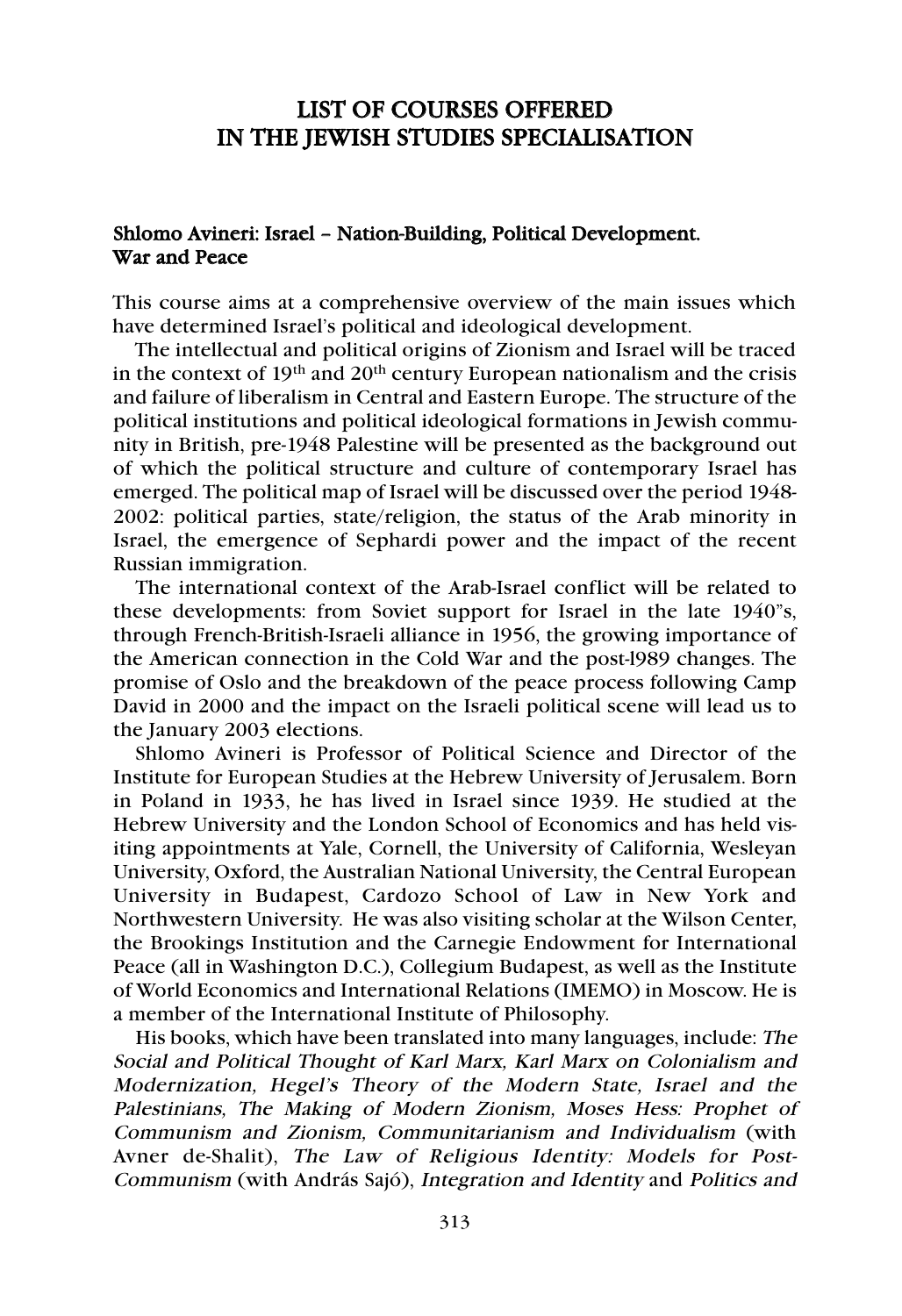# LIST OF COURSES OFFERED IN THE JEWISH STUDIES SPECIALISATION

### Shlomo Avineri: Israel – Nation-Building, Political Development. War and Peace

This course aims at a comprehensive overview of the main issues which have determined Israel's political and ideological development.

The intellectual and political origins of Zionism and Israel will be traced in the context of 19th and 20th century European nationalism and the crisis and failure of liberalism in Central and Eastern Europe. The structure of the political institutions and political ideological formations in Jewish community in British, pre-1948 Palestine will be presented as the background out of which the political structure and culture of contemporary Israel has emerged. The political map of Israel will be discussed over the period 1948-2002: political parties, state/religion, the status of the Arab minority in Israel, the emergence of Sephardi power and the impact of the recent Russian immigration.

The international context of the Arab-Israel conflict will be related to these developments: from Soviet support for Israel in the late 1940"s, through French-British-Israeli alliance in 1956, the growing importance of the American connection in the Cold War and the post-1989 changes. The promise of Oslo and the breakdown of the peace process following Camp David in 2000 and the impact on the Israeli political scene will lead us to the January 2003 elections.

Shlomo Avineri is Professor of Political Science and Director of the Institute for European Studies at the Hebrew University of Jerusalem. Born in Poland in 1933, he has lived in Israel since 1939. He studied at the Hebrew University and the London School of Economics and has held visiting appointments at Yale, Cornell, the University of California, Wesleyan University, Oxford, the Australian National University, the Central European University in Budapest, Cardozo School of Law in New York and Northwestern University. He was also visiting scholar at the Wilson Center, the Brookings Institution and the Carnegie Endowment for International Peace (all in Washington D.C.), Collegium Budapest, as well as the Institute of World Economics and International Relations (IMEMO) in Moscow. He is a member of the International Institute of Philosophy.

His books, which have been translated into many languages, include: *The Social and Political Thought of Karl Marx, Karl Marx on Colonialism and Modernization, Hegel's Theory of the Modern State, Israel and the Palestinians, The Making of Modern Zionism, Moses Hess: Prophet of Communism and Zionism, Communitarianism and Individualism* (with Avner de-Shalit), *The Law of Religious Identity: Models for Post-Communism* (with András Sajó), *Integration and Identity* and *Politics and*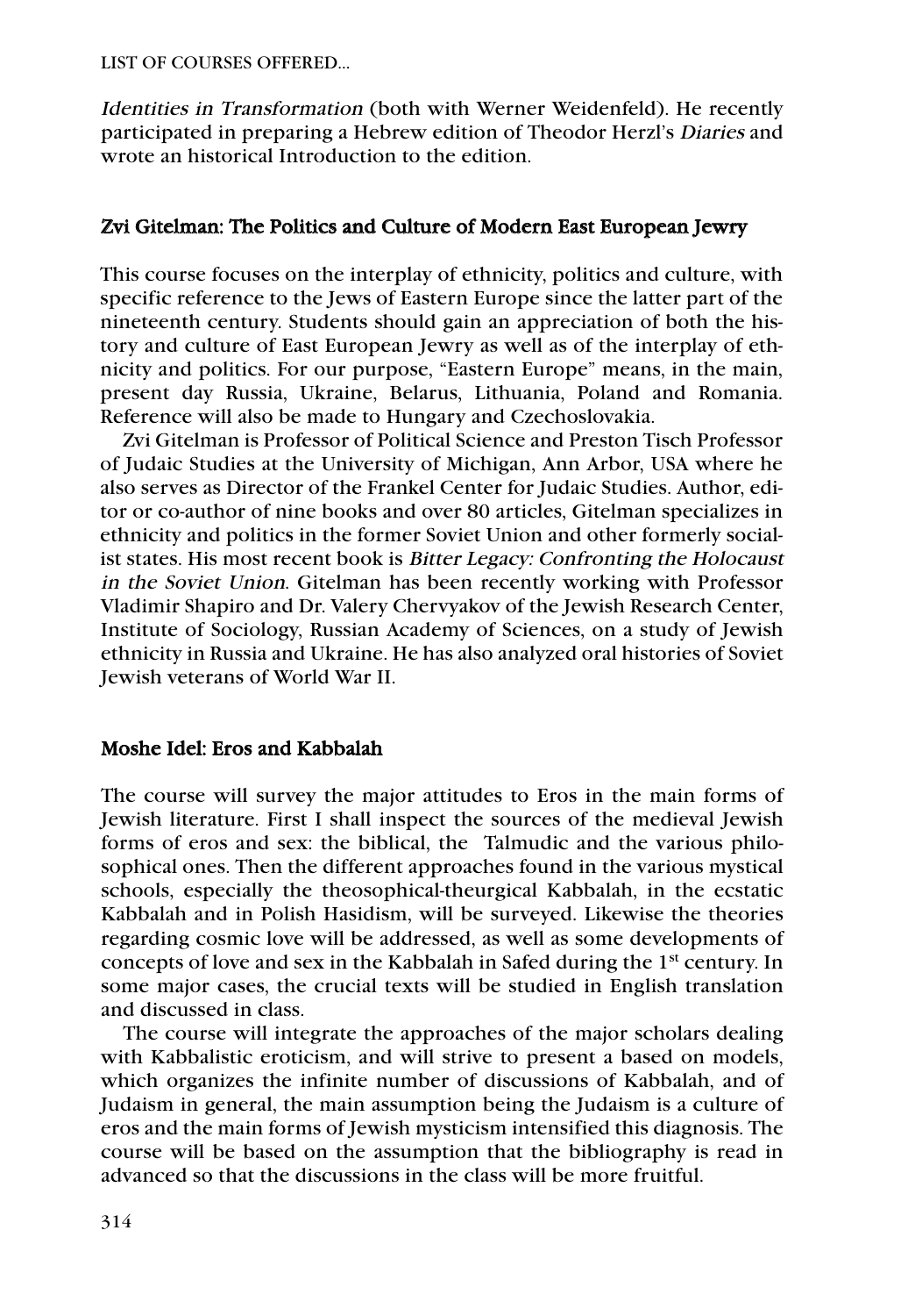*Identities in Transformation* (both with Werner Weidenfeld). He recently participated in preparing a Hebrew edition of Theodor Herzl's *Diaries* and wrote an historical Introduction to the edition.

### Zvi Gitelman: The Politics and Culture of Modern East European Jewry

This course focuses on the interplay of ethnicity, politics and culture, with specific reference to the Jews of Eastern Europe since the latter part of the nineteenth century. Students should gain an appreciation of both the history and culture of East European Jewry as well as of the interplay of ethnicity and politics. For our purpose, "Eastern Europe" means, in the main, present day Russia, Ukraine, Belarus, Lithuania, Poland and Romania. Reference will also be made to Hungary and Czechoslovakia.

Zvi Gitelman is Professor of Political Science and Preston Tisch Professor of Judaic Studies at the University of Michigan, Ann Arbor, USA where he also serves as Director of the Frankel Center for Judaic Studies. Author, editor or co-author of nine books and over 80 articles, Gitelman specializes in ethnicity and politics in the former Soviet Union and other formerly socialist states. His most recent book is *Bitter Legacy: Confronting the Holocaust in the Soviet Union*. Gitelman has been recently working with Professor Vladimir Shapiro and Dr. Valery Chervyakov of the Jewish Research Center, Institute of Sociology, Russian Academy of Sciences, on a study of Jewish ethnicity in Russia and Ukraine. He has also analyzed oral histories of Soviet Jewish veterans of World War II.

### Moshe Idel: Eros and Kabbalah

The course will survey the major attitudes to Eros in the main forms of Jewish literature. First I shall inspect the sources of the medieval Jewish forms of eros and sex: the biblical, the Talmudic and the various philosophical ones. Then the different approaches found in the various mystical schools, especially the theosophical-theurgical Kabbalah, in the ecstatic Kabbalah and in Polish Hasidism, will be surveyed. Likewise the theories regarding cosmic love will be addressed, as well as some developments of concepts of love and sex in the Kabbalah in Safed during the 1st century. In some major cases, the crucial texts will be studied in English translation and discussed in class.

The course will integrate the approaches of the major scholars dealing with Kabbalistic eroticism, and will strive to present a based on models, which organizes the infinite number of discussions of Kabbalah, and of Judaism in general, the main assumption being the Judaism is a culture of eros and the main forms of Jewish mysticism intensified this diagnosis. The course will be based on the assumption that the bibliography is read in advanced so that the discussions in the class will be more fruitful.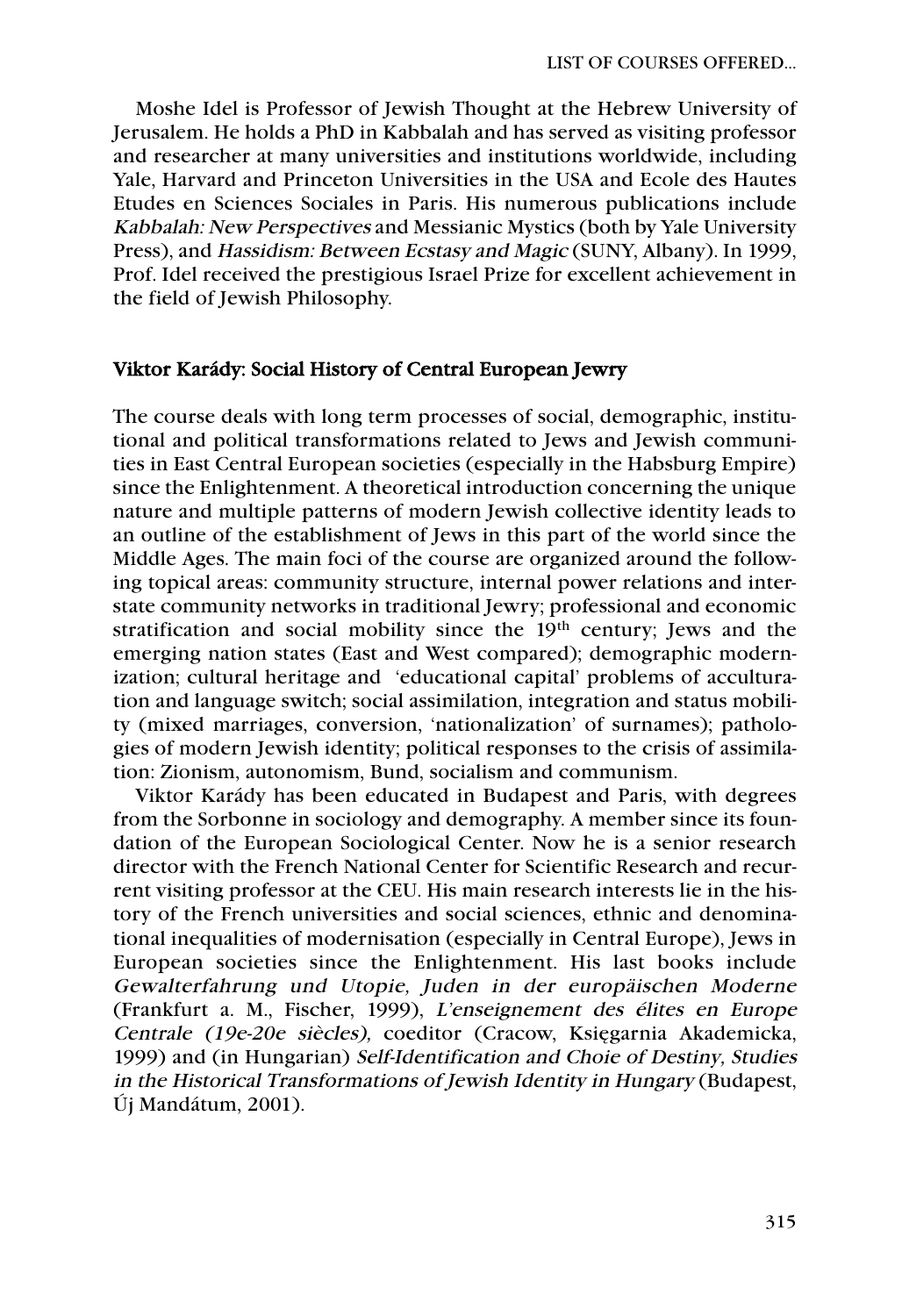Moshe Idel is Professor of Jewish Thought at the Hebrew University of Jerusalem. He holds a PhD in Kabbalah and has served as visiting professor and researcher at many universities and institutions worldwide, including Yale, Harvard and Princeton Universities in the USA and Ecole des Hautes Etudes en Sciences Sociales in Paris. His numerous publications include *Kabbalah: New Perspectives* and Messianic Mystics (both by Yale University Press), and *Hassidism: Between Ecstasy and Magic* (SUNY, Albany). In 1999, Prof. Idel received the prestigious Israel Prize for excellent achievement in the field of Jewish Philosophy.

## Viktor Karády: Social History of Central European Jewry

The course deals with long term processes of social, demographic, institutional and political transformations related to Jews and Jewish communities in East Central European societies (especially in the Habsburg Empire) since the Enlightenment. A theoretical introduction concerning the unique nature and multiple patterns of modern Jewish collective identity leads to an outline of the establishment of Jews in this part of the world since the Middle Ages. The main foci of the course are organized around the following topical areas: community structure, internal power relations and inter-state community networks in traditional Jewry; professional and economic stratification and social mobility since the 19th century; Jews and the emerging nation states (East and West compared); demographic modernization; cultural heritage and 'educational capital' problems of acculturation and language switch; social assimilation, integration and status mobility (mixed marriages, conversion, 'nationalization' of surnames); pathologies of modern Jewish identity; political responses to the crisis of assimilation: Zionism, autonomism, Bund, socialism and communism.

Viktor Karády has been educated in Budapest and Paris, with degrees from the Sorbonne in sociology and demography. A member since its foundation of the European Sociological Center. Now he is a senior research director with the French National Center for Scientific Research and recurrent visiting professor at the CEU. His main research interests lie in the history of the French universities and social sciences, ethnic and denominational inequalities of modernisation (especially in Central Europe), Jews in European societies since the Enlightenment. His last books include *Gewalterfahrung und Utopie, Juden in der europäischen Moderne* (Frankfurt a. M., Fischer, 1999), *L'enseignement des élites en Europe Centrale (19e-20e siècles),* coeditor (Cracow, Księgarnia Akademicka, 1999) and (in Hungarian) *Self-Identification and Choie of Destiny, Studies in the Historical Transformations of Jewish Identity in Hungary* (Budapest, Új Mandátum, 2001).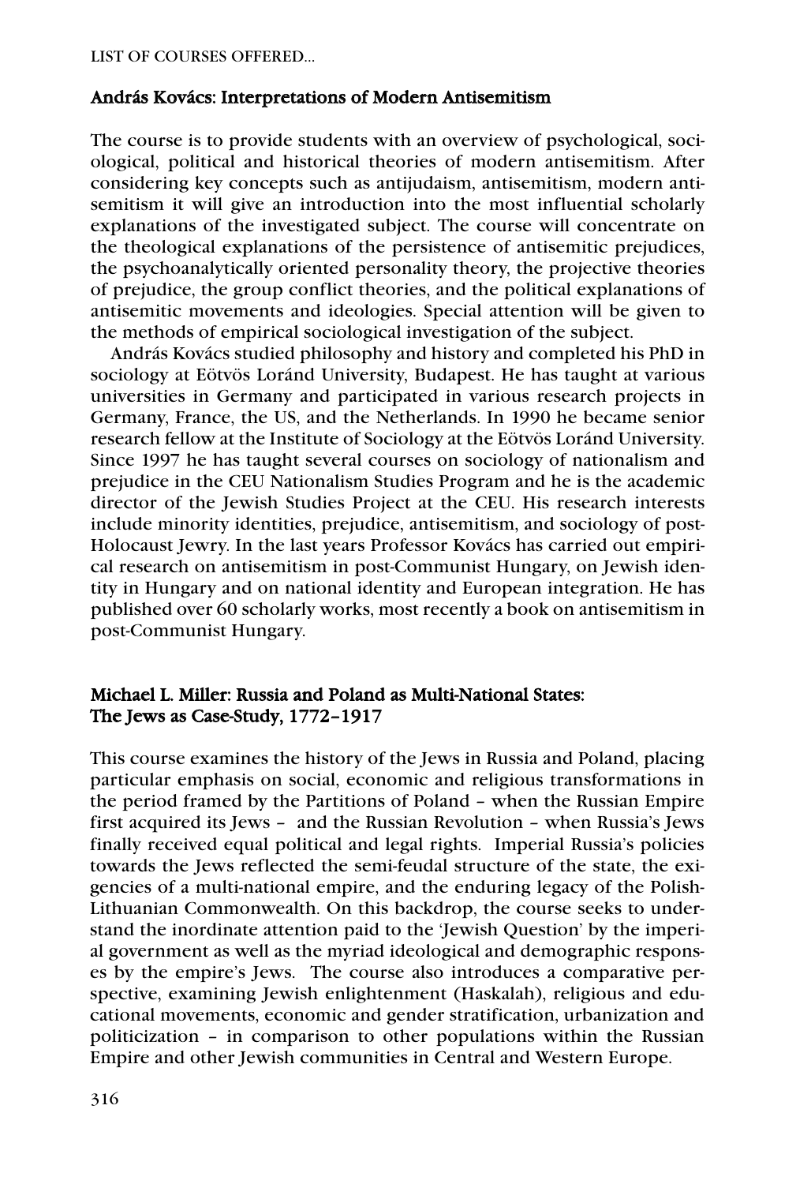**András Kovács: Interpretations of Modern Antisemitism**

The course is to provide students with an overview of psychological, sociological, political and historical theories of modern antisemitism. After considering key concepts such as antijudaism, antisemitism, modern antisemitism it will give an introduction into the most influential scholarly explanations of the investigated subject. The course will concentrate on the theological explanations of the persistence of antisemitic prejudices, the psychoanalytically oriented personality theory, the projective theories of prejudice, the group conflict theories, and the political explanations of antisemitic movements and ideologies. Special attention will be given to the methods of empirical sociological investigation of the subject.

András Kovács studied philosophy and history and completed his PhD in sociology at Eötvös Loránd University, Budapest. He has taught at various universities in Germany and participated in various research projects in Germany, France, the US, and the Netherlands. In 1990 he became senior research fellow at the Institute of Sociology at the Eötvös Loránd University. Since 1997 he has taught several courses on sociology of nationalism and prejudice in the CEU Nationalism Studies Program and he is the academic director of the Jewish Studies Project at the CEU. His research interests include minority identities, prejudice, antisemitism, and sociology of post-Holocaust Jewry. In the last years Professor Kovács has carried out empirical research on antisemitism in post-Communist Hungary, on Jewish identity in Hungary and on national identity and European integration. He has published over 60 scholarly works, most recently a book on antisemitism in post-Communist Hungary.

**Michael L. Miller: Russia and Poland as Multi-National States: The Jews as Case-Study, 1772–1917**

This course examines the history of the Jews in Russia and Poland, placing particular emphasis on social, economic and religious transformations in the period framed by the Partitions of Poland – when the Russian Empire first acquired its Jews – and the Russian Revolution – when Russia's Jews finally received equal political and legal rights. Imperial Russia's policies towards the Jews reflected the semi-feudal structure of the state, the exigencies of a multi-national empire, and the enduring legacy of the Polish-Lithuanian Commonwealth. On this backdrop, the course seeks to understand the inordinate attention paid to the 'Jewish Question' by the imperial government as well as the myriad ideological and demographic responses by the empire's Jews. The course also introduces a comparative perspective, examining Jewish enlightenment (Haskalah), religious and educational movements, economic and gender stratification, urbanization and politicization – in comparison to other populations within the Russian Empire and other Jewish communities in Central and Western Europe.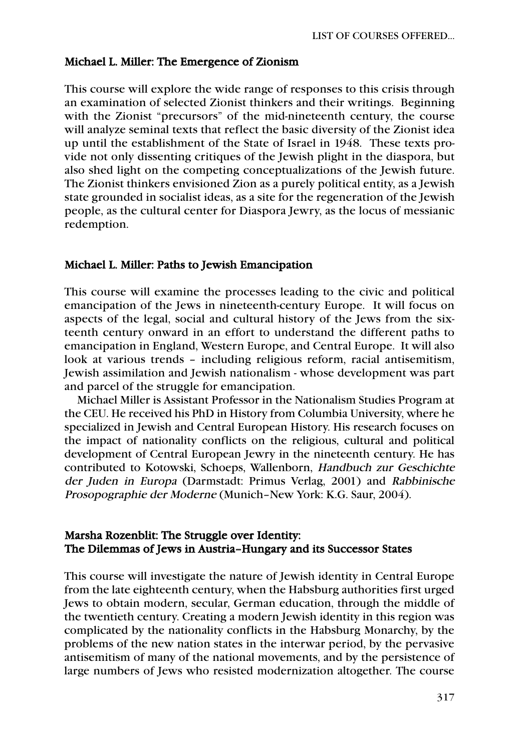**Michael L. Miller: The Emergence of Zionism**

This course will explore the wide range of responses to this crisis through an examination of selected Zionist thinkers and their writings. Beginning with the Zionist "precursors" of the mid-nineteenth century, the course will analyze seminal texts that reflect the basic diversity of the Zionist idea up until the establishment of the State of Israel in 1948. These texts provide not only dissenting critiques of the Jewish plight in the diaspora, but also shed light on the competing conceptualizations of the Jewish future. The Zionist thinkers envisioned Zion as a purely political entity, as a Jewish state grounded in socialist ideas, as a site for the regeneration of the Jewish people, as the cultural center for Diaspora Jewry, as the locus of messianic redemption.

**Michael L. Miller: Paths to Jewish Emancipation**

This course will examine the processes leading to the civic and political emancipation of the Jews in nineteenth-century Europe. It will focus on aspects of the legal, social and cultural history of the Jews from the sixteenth century onward in an effort to understand the different paths to emancipation in England, Western Europe, and Central Europe. It will also look at various trends – including religious reform, racial antisemitism, Jewish assimilation and Jewish nationalism - whose development was part and parcel of the struggle for emancipation.

Michael Miller is Assistant Professor in the Nationalism Studies Program at the CEU. He received his PhD in History from Columbia University, where he specialized in Jewish and Central European History. His research focuses on the impact of nationality conflicts on the religious, cultural and political development of Central European Jewry in the nineteenth century. He has contributed to Kotowski, Schoeps, Wallenborn, *Handbuch zur Geschichte der Juden in Europa* (Darmstadt: Primus Verlag, 2001) and *Rabbinische Prosopographie der Moderne* (Munich–New York: K.G. Saur, 2004).

**Marsha Rozenblit: The Struggle over Identity: The Dilemmas of Jews in Austria–Hungary and its Successor States**

This course will investigate the nature of Jewish identity in Central Europe from the late eighteenth century, when the Habsburg authorities first urged Jews to obtain modern, secular, German education, through the middle of the twentieth century. Creating a modern Jewish identity in this region was complicated by the nationality conflicts in the Habsburg Monarchy, by the problems of the new nation states in the interwar period, by the pervasive antisemitism of many of the national movements, and by the persistence of large numbers of Jews who resisted modernization altogether. The course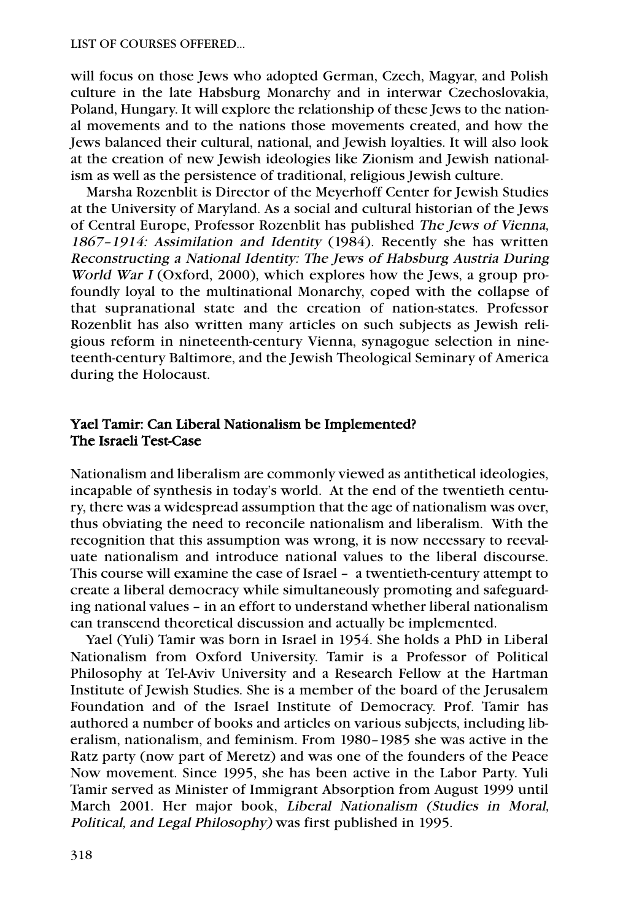will focus on those Jews who adopted German, Czech, Magyar, and Polish culture in the late Habsburg Monarchy and in interwar Czechoslovakia, Poland, Hungary. It will explore the relationship of these Jews to the national movements and to the nations those movements created, and how the Jews balanced their cultural, national, and Jewish loyalties. It will also look at the creation of new Jewish ideologies like Zionism and Jewish nationalism as well as the persistence of traditional, religious Jewish culture.

Marsha Rozenblit is Director of the Meyerhoff Center for Jewish Studies at the University of Maryland. As a social and cultural historian of the Jews of Central Europe, Professor Rozenblit has published *The Jews of Vienna, 1867–1914: Assimilation and Identity* (1984). Recently she has written *Reconstructing a National Identity: The Jews of Habsburg Austria During World War I* (Oxford, 2000), which explores how the Jews, a group profoundly loyal to the multinational Monarchy, coped with the collapse of that supranational state and the creation of nation-states. Professor Rozenblit has also written many articles on such subjects as Jewish religious reform in nineteenth-century Vienna, synagogue selection in nineteenth-century Baltimore, and the Jewish Theological Seminary of America during the Holocaust.

## Yael Tamir: Can Liberal Nationalism be Implemented? The Israeli Test-Case

Nationalism and liberalism are commonly viewed as antithetical ideologies, incapable of synthesis in today's world. At the end of the twentieth century, there was a widespread assumption that the age of nationalism was over, thus obviating the need to reconcile nationalism and liberalism. With the recognition that this assumption was wrong, it is now necessary to reevaluate nationalism and introduce national values to the liberal discourse. This course will examine the case of Israel – a twentieth-century attempt to create a liberal democracy while simultaneously promoting and safeguarding national values – in an effort to understand whether liberal nationalism can transcend theoretical discussion and actually be implemented.

Yael (Yuli) Tamir was born in Israel in 1954. She holds a PhD in Liberal Nationalism from Oxford University. Tamir is a Professor of Political Philosophy at Tel-Aviv University and a Research Fellow at the Hartman Institute of Jewish Studies. She is a member of the board of the Jerusalem Foundation and of the Israel Institute of Democracy. Prof. Tamir has authored a number of books and articles on various subjects, including liberalism, nationalism, and feminism. From 1980–1985 she was active in the Ratz party (now part of Meretz) and was one of the founders of the Peace Now movement. Since 1995, she has been active in the Labor Party. Yuli Tamir served as Minister of Immigrant Absorption from August 1999 until March 2001. Her major book, *Liberal Nationalism (Studies in Moral, Political, and Legal Philosophy)* was first published in 1995.